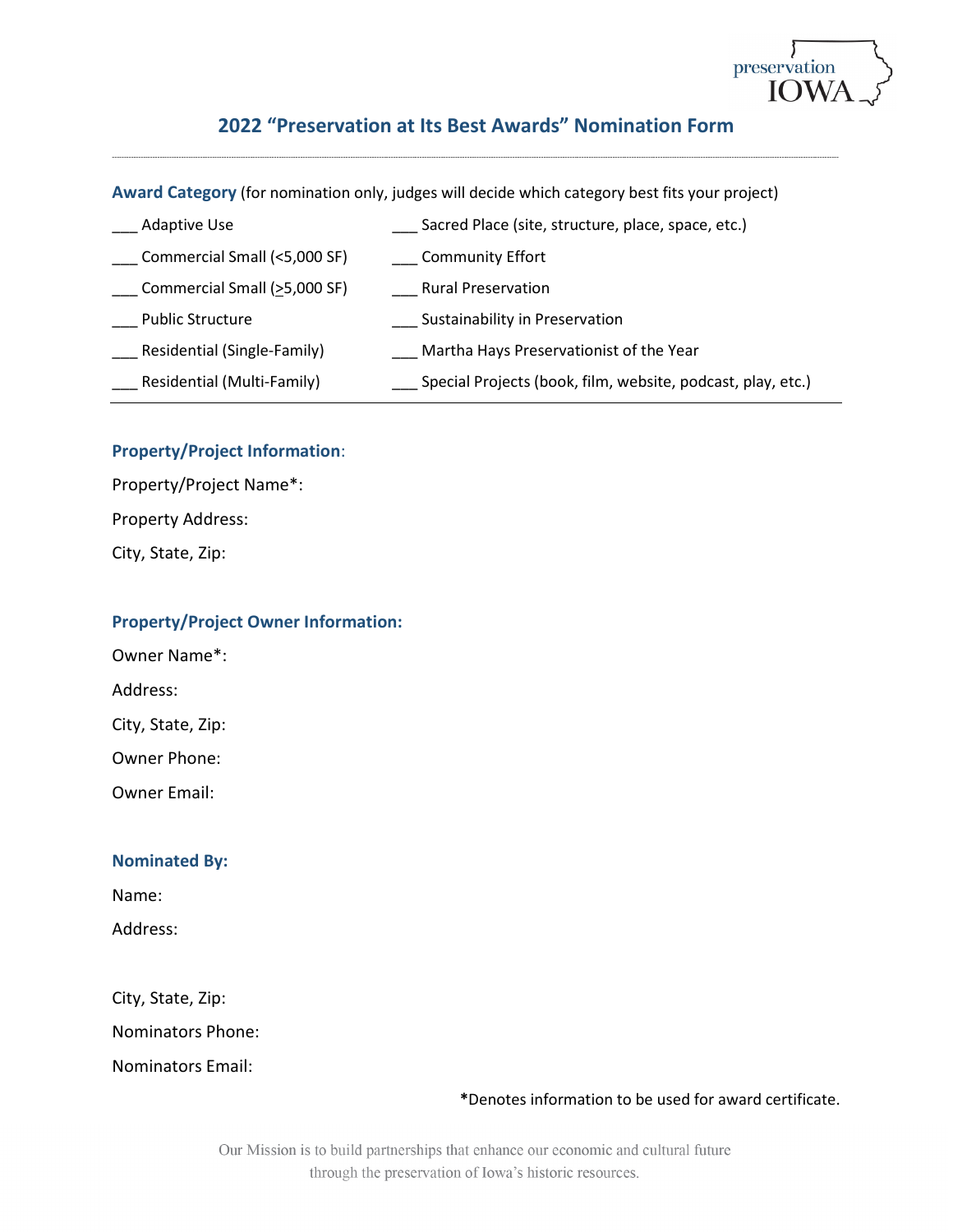preservation IOWA

# 2022 "Preservation at Its Best Awards" Nomination Form

**Award Category** (for nomination only, judges will decide which category best fits your project)

___ Adaptive Use
___ Commercial Small (<5,000 SF)
___ Commercial Small (≥5,000 SF)
___ Public Structure
___ Residential (Single-Family)
___ Residential (Multi-Family)
___ Sacred Place (site, structure, place, space, etc.)
___ Community Effort
___ Rural Preservation
___ Sustainability in Preservation
___ Martha Hays Preservationist of the Year
___ Special Projects (book, film, website, podcast, play, etc.)

**Property/Project Information**:

Property/Project Name*:

Property Address:

City, State, Zip:

**Property/Project Owner Information:**

Owner Name*:

Address:

City, State, Zip:

Owner Phone:

Owner Email:

**Nominated By:**

Name:

Address:

City, State, Zip:

Nominators Phone:

Nominators Email:

***Denotes information to be used for award certificate.**

Our Mission is to build partnerships that enhance our economic and cultural future through the preservation of Iowa's historic resources.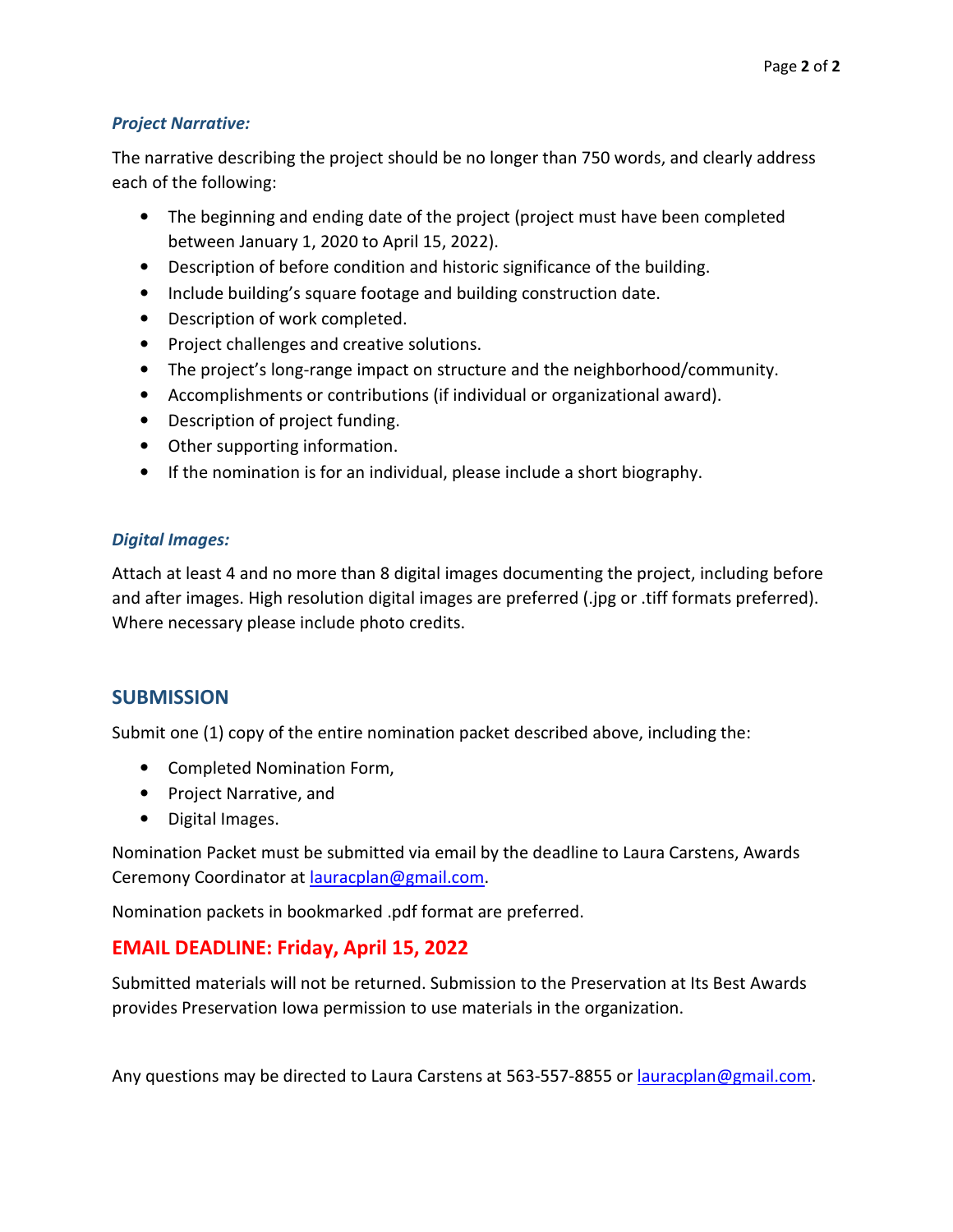### *Project Narrative:*

The narrative describing the project should be no longer than 750 words, and clearly address each of the following:

- The beginning and ending date of the project (project must have been completed between January 1, 2020 to April 15, 2022).
- Description of before condition and historic significance of the building.
- Include building's square footage and building construction date.
- Description of work completed.
- Project challenges and creative solutions.
- The project's long-range impact on structure and the neighborhood/community.
- Accomplishments or contributions (if individual or organizational award).
- Description of project funding.
- Other supporting information.
- If the nomination is for an individual, please include a short biography.

### *Digital Images:*

Attach at least 4 and no more than 8 digital images documenting the project, including before and after images. High resolution digital images are preferred (.jpg or .tiff formats preferred). Where necessary please include photo credits.

## SUBMISSION

Submit one (1) copy of the entire nomination packet described above, including the:

- Completed Nomination Form,
- Project Narrative, and
- Digital Images.

Nomination Packet must be submitted via email by the deadline to Laura Carstens, Awards Ceremony Coordinator at lauracplan@gmail.com.

Nomination packets in bookmarked .pdf format are preferred.

## EMAIL DEADLINE: Friday, April 15, 2022

Submitted materials will not be returned. Submission to the Preservation at Its Best Awards provides Preservation Iowa permission to use materials in the organization.

Any questions may be directed to Laura Carstens at 563-557-8855 or lauracplan@gmail.com.